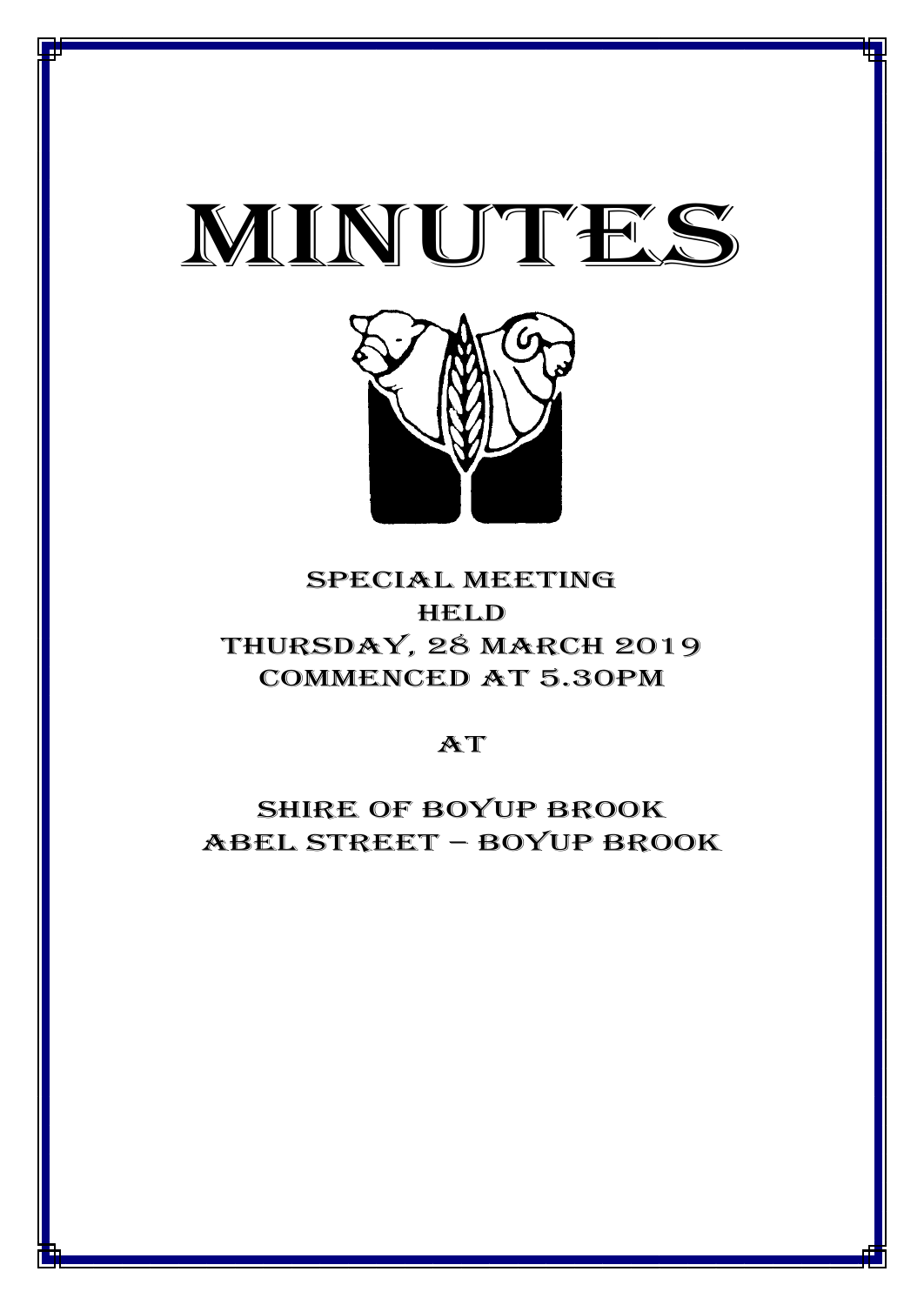# MINUTES

## SPECIAL MEETING
## HELD
## THURSDAY, 28 MARCH 2019
## COMMENCED AT 5.30PM

## AT

## SHIRE OF BOYUP BROOK
## ABEL STREET – BOYUP BROOK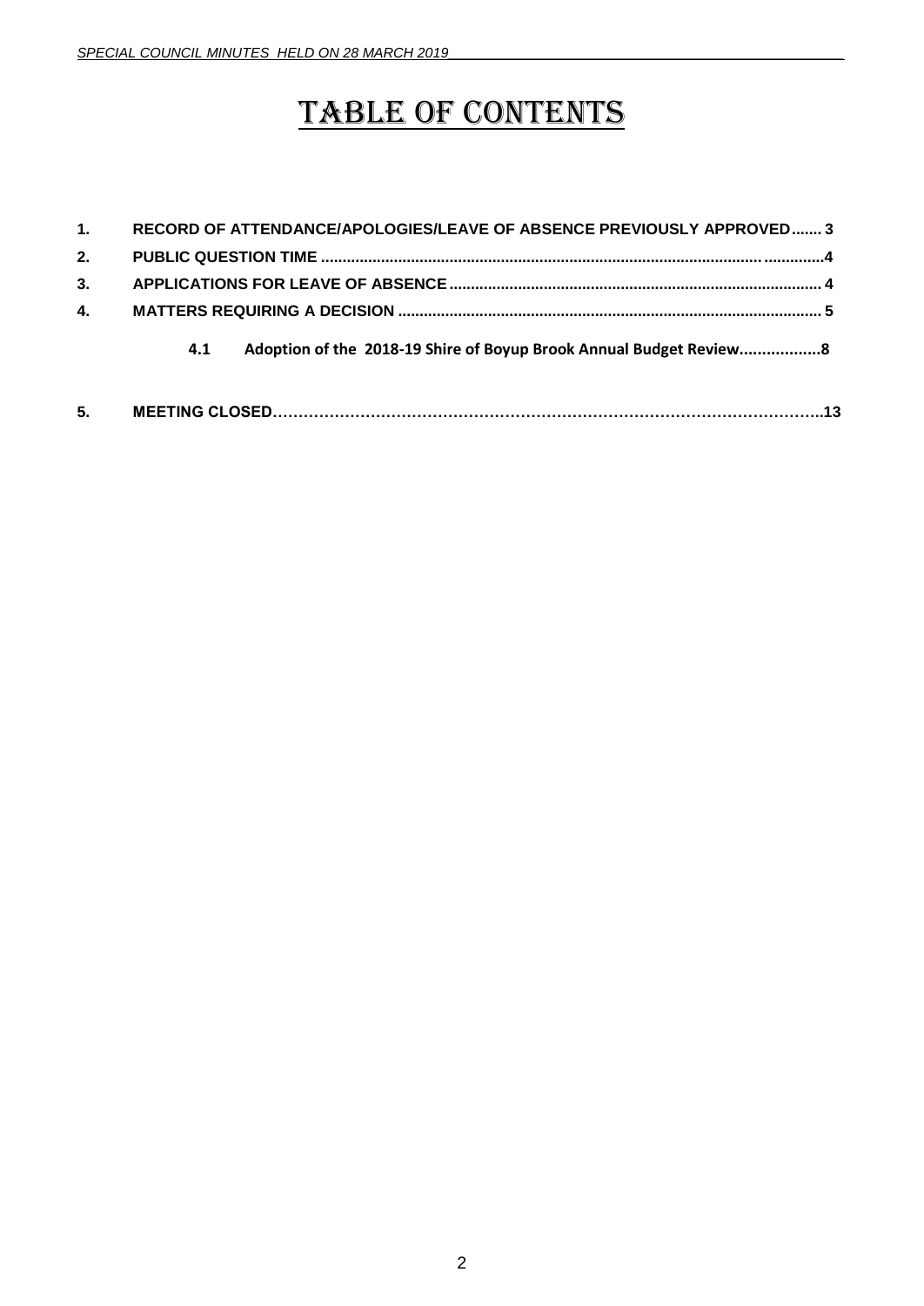# TABLE OF CONTENTS

1. **RECORD OF ATTENDANCE/APOLOGIES/LEAVE OF ABSENCE PREVIOUSLY APPROVED....... 3**
2. **PUBLIC QUESTION TIME .......................................................................................................4**
3. **APPLICATIONS FOR LEAVE OF ABSENCE ..................................................................................... 4**
4. **MATTERS REQUIRING A DECISION .................................................................................................. 5**

    **4.1 Adoption of the 2018-19 Shire of Boyup Brook Annual Budget Review..................8**

5. **MEETING CLOSED……………………………………………………………………………………………..13**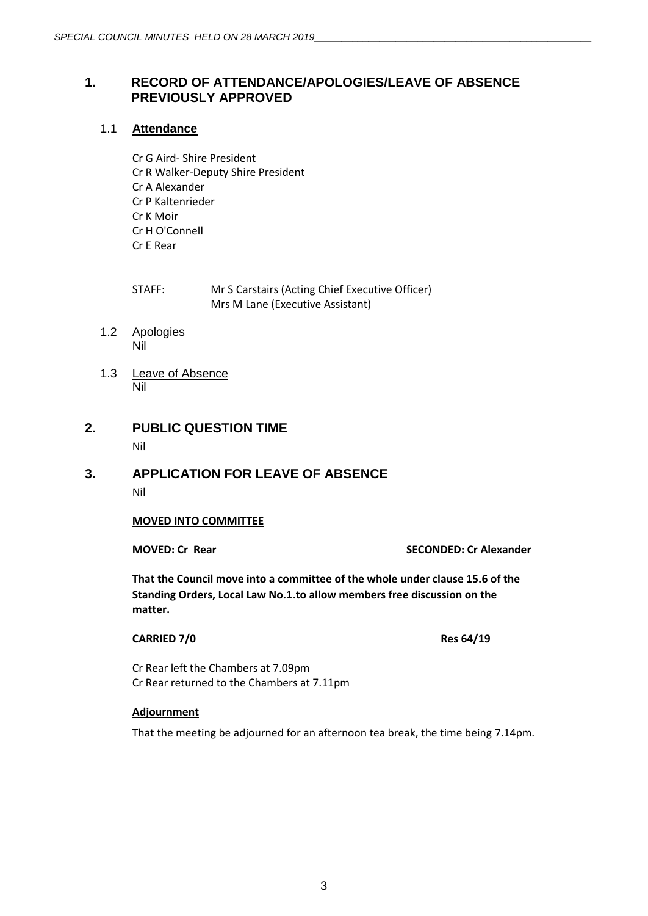## 1. RECORD OF ATTENDANCE/APOLOGIES/LEAVE OF ABSENCE PREVIOUSLY APPROVED

### 1.1 Attendance

Cr G Aird- Shire President
Cr R Walker-Deputy Shire President
Cr A Alexander
Cr P Kaltenrieder
Cr K Moir
Cr H O'Connell
Cr E Rear

STAFF: Mr S Carstairs (Acting Chief Executive Officer)
Mrs M Lane (Executive Assistant)

### 1.2 Apologies

Nil

### 1.3 Leave of Absence

Nil

## 2. PUBLIC QUESTION TIME

Nil

## 3. APPLICATION FOR LEAVE OF ABSENCE

Nil

**MOVED INTO COMMITTEE**

**MOVED: Cr Rear** **SECONDED: Cr Alexander**

**That the Council move into a committee of the whole under clause 15.6 of the Standing Orders, Local Law No.1.to allow members free discussion on the matter.**

**CARRIED 7/0** **Res 64/19**

Cr Rear left the Chambers at 7.09pm
Cr Rear returned to the Chambers at 7.11pm

**Adjournment**

That the meeting be adjourned for an afternoon tea break, the time being 7.14pm.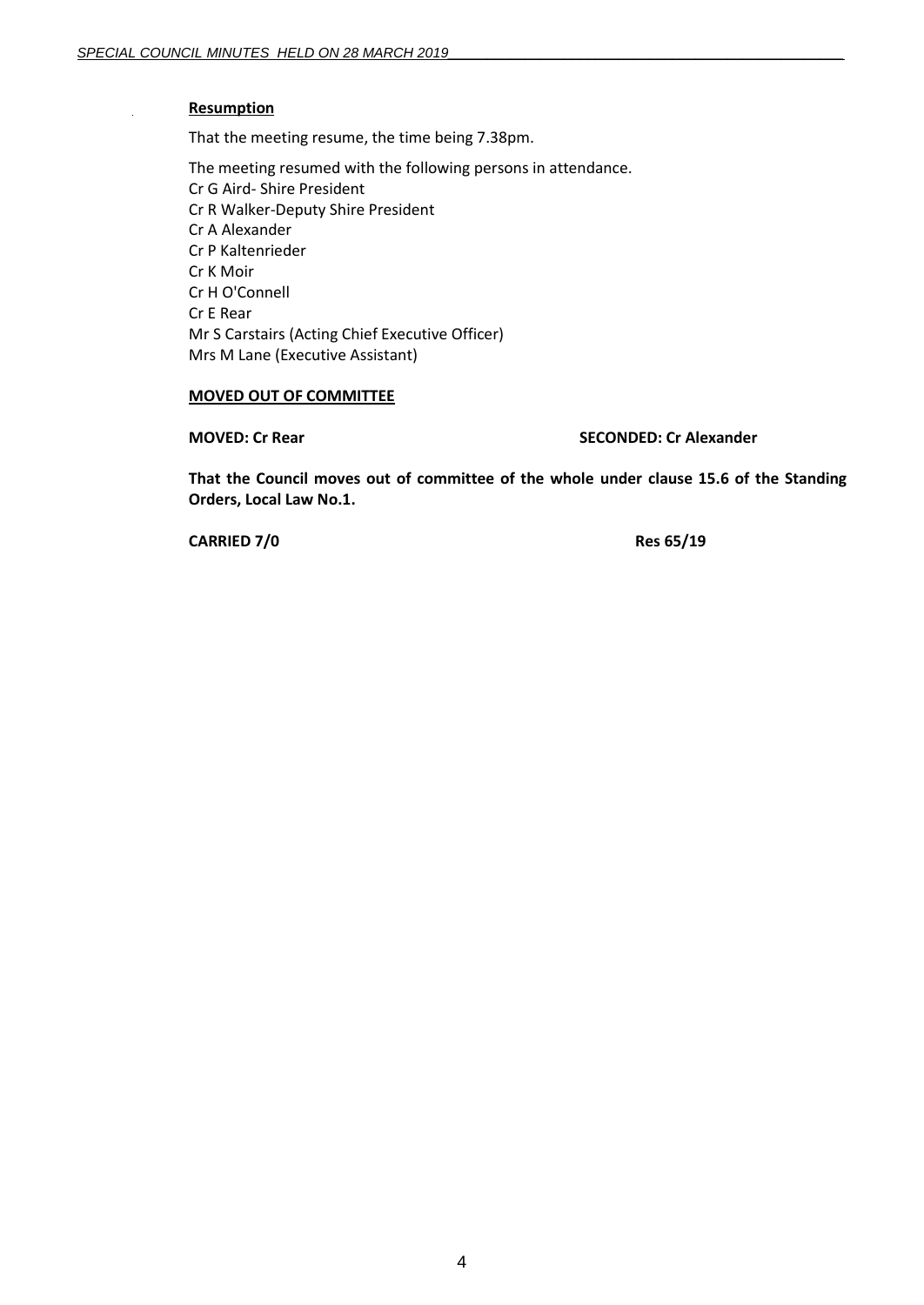**Resumption**

That the meeting resume, the time being 7.38pm.

The meeting resumed with the following persons in attendance.
Cr G Aird- Shire President
Cr R Walker-Deputy Shire President
Cr A Alexander
Cr P Kaltenrieder
Cr K Moir
Cr H O'Connell
Cr E Rear
Mr S Carstairs (Acting Chief Executive Officer)
Mrs M Lane (Executive Assistant)

**MOVED OUT OF COMMITTEE**

**MOVED: Cr Rear** **SECONDED: Cr Alexander**

**That the Council moves out of committee of the whole under clause 15.6 of the Standing Orders, Local Law No.1.**

**CARRIED 7/0** **Res 65/19**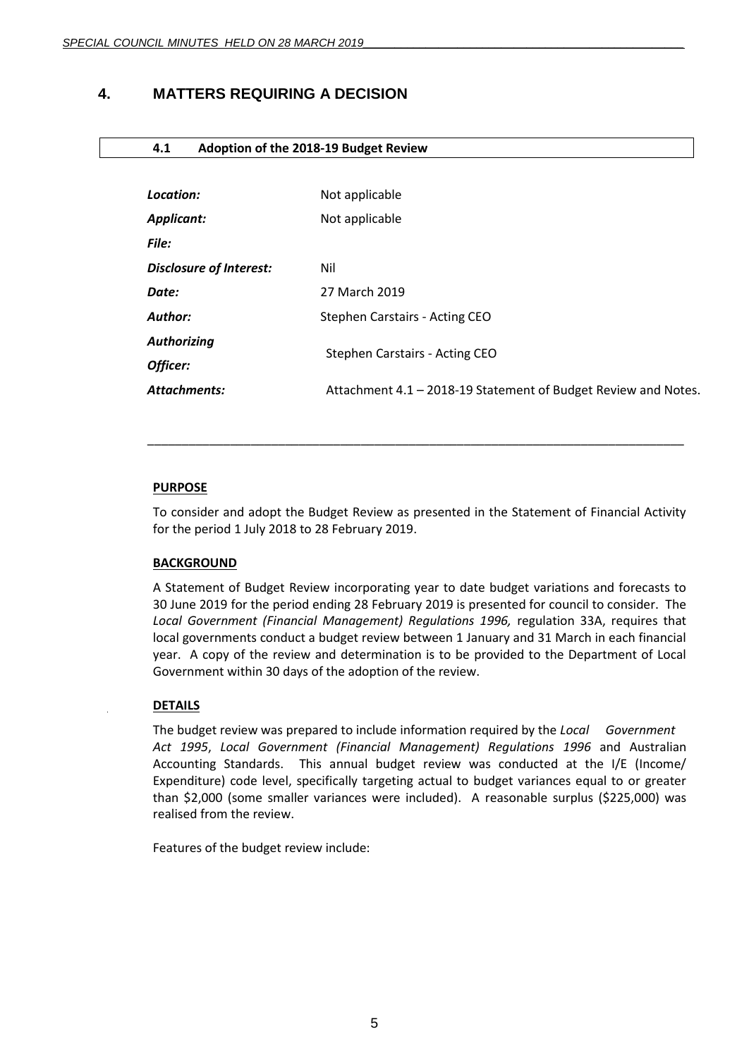# 4. MATTERS REQUIRING A DECISION

## 4.1 Adoption of the 2018-19 Budget Review

| | |
|---|---|
| ***Location:*** | Not applicable |
| ***Applicant:*** | Not applicable |
| ***File:*** | |
| ***Disclosure of Interest:*** | Nil |
| ***Date:*** | 27 March 2019 |
| ***Author:*** | Stephen Carstairs - Acting CEO |
| ***Authorizing Officer:*** | Stephen Carstairs - Acting CEO |
| ***Attachments:*** | Attachment 4.1 – 2018-19 Statement of Budget Review and Notes. |

---

**PURPOSE**

To consider and adopt the Budget Review as presented in the Statement of Financial Activity for the period 1 July 2018 to 28 February 2019.

**BACKGROUND**

A Statement of Budget Review incorporating year to date budget variations and forecasts to 30 June 2019 for the period ending 28 February 2019 is presented for council to consider. The *Local Government (Financial Management) Regulations 1996,* regulation 33A, requires that local governments conduct a budget review between 1 January and 31 March in each financial year. A copy of the review and determination is to be provided to the Department of Local Government within 30 days of the adoption of the review.

**DETAILS**

The budget review was prepared to include information required by the *Local Government Act 1995*, *Local Government (Financial Management) Regulations 1996* and Australian Accounting Standards. This annual budget review was conducted at the I/E (Income/ Expenditure) code level, specifically targeting actual to budget variances equal to or greater than $2,000 (some smaller variances were included). A reasonable surplus ($225,000) was realised from the review.

Features of the budget review include: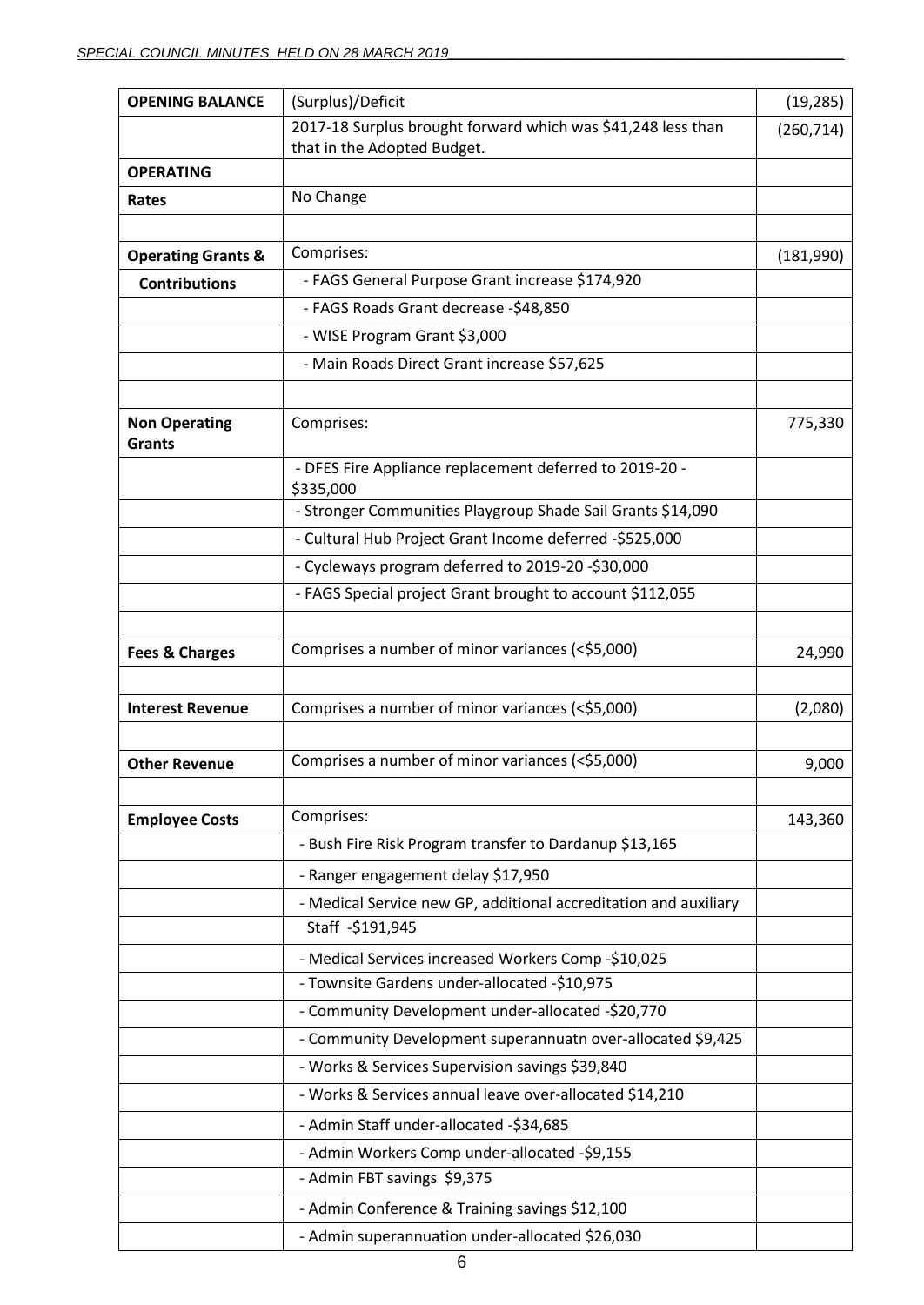| OPENING BALANCE | (Surplus)/Deficit | (19,285) |
|---|---|---|
| | 2017-18 Surplus brought forward which was $41,248 less than that in the Adopted Budget. | (260,714) |
| **OPERATING** | | |
| **Rates** | No Change | |
| | | |
| **Operating Grants & Contributions** | Comprises: | (181,990) |
| | - FAGS General Purpose Grant increase $174,920 | |
| | - FAGS Roads Grant decrease -$48,850 | |
| | - WISE Program Grant $3,000 | |
| | - Main Roads Direct Grant increase $57,625 | |
| | | |
| **Non Operating Grants** | Comprises: | 775,330 |
| | - DFES Fire Appliance replacement deferred to 2019-20 -$335,000 | |
| | - Stronger Communities Playgroup Shade Sail Grants $14,090 | |
| | - Cultural Hub Project Grant Income deferred -$525,000 | |
| | - Cycleways program deferred to 2019-20 -$30,000 | |
| | - FAGS Special project Grant brought to account $112,055 | |
| | | |
| **Fees & Charges** | Comprises a number of minor variances (<$5,000) | 24,990 |
| | | |
| **Interest Revenue** | Comprises a number of minor variances (<$5,000) | (2,080) |
| | | |
| **Other Revenue** | Comprises a number of minor variances (<$5,000) | 9,000 |
| | | |
| **Employee Costs** | Comprises: | 143,360 |
| | - Bush Fire Risk Program transfer to Dardanup $13,165 | |
| | - Ranger engagement delay $17,950 | |
| | - Medical Service new GP, additional accreditation and auxiliary Staff -$191,945 | |
| | - Medical Services increased Workers Comp -$10,025 | |
| | - Townsite Gardens under-allocated -$10,975 | |
| | - Community Development under-allocated -$20,770 | |
| | - Community Development superannuatn over-allocated $9,425 | |
| | - Works & Services Supervision savings $39,840 | |
| | - Works & Services annual leave over-allocated $14,210 | |
| | - Admin Staff under-allocated -$34,685 | |
| | - Admin Workers Comp under-allocated -$9,155 | |
| | - Admin FBT savings $9,375 | |
| | - Admin Conference & Training savings $12,100 | |
| | - Admin superannuation under-allocated $26,030 | |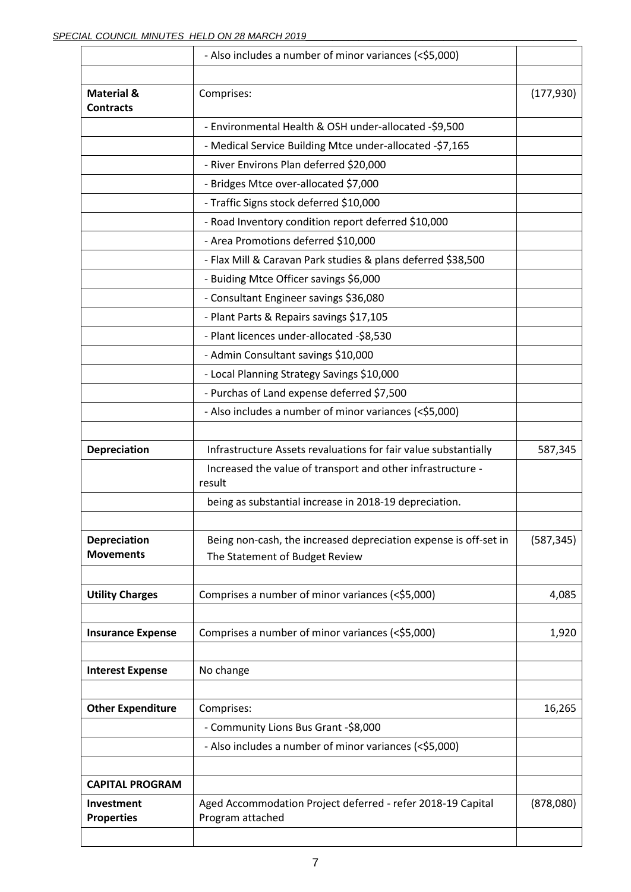| | | |
|---|---|---|
| | - Also includes a number of minor variances (<$5,000) | |
| | | |
| **Material & Contracts** | Comprises: | (177,930) |
| | - Environmental Health & OSH under-allocated -$9,500 | |
| | - Medical Service Building Mtce under-allocated -$7,165 | |
| | - River Environs Plan deferred $20,000 | |
| | - Bridges Mtce over-allocated $7,000 | |
| | - Traffic Signs stock deferred $10,000 | |
| | - Road Inventory condition report deferred $10,000 | |
| | - Area Promotions deferred $10,000 | |
| | - Flax Mill & Caravan Park studies & plans deferred $38,500 | |
| | - Buiding Mtce Officer savings $6,000 | |
| | - Consultant Engineer savings $36,080 | |
| | - Plant Parts & Repairs savings $17,105 | |
| | - Plant licences under-allocated -$8,530 | |
| | - Admin Consultant savings $10,000 | |
| | - Local Planning Strategy Savings $10,000 | |
| | - Purchas of Land expense deferred $7,500 | |
| | - Also includes a number of minor variances (<$5,000) | |
| | | |
| **Depreciation** | Infrastructure Assets revaluations for fair value substantially | 587,345 |
| | Increased the value of transport and other infrastructure - result | |
| | being as substantial increase in 2018-19 depreciation. | |
| | | |
| **Depreciation Movements** | Being non-cash, the increased depreciation expense is off-set in The Statement of Budget Review | (587,345) |
| | | |
| **Utility Charges** | Comprises a number of minor variances (<$5,000) | 4,085 |
| | | |
| **Insurance Expense** | Comprises a number of minor variances (<$5,000) | 1,920 |
| | | |
| **Interest Expense** | No change | |
| | | |
| **Other Expenditure** | Comprises: | 16,265 |
| | - Community Lions Bus Grant -$8,000 | |
| | - Also includes a number of minor variances (<$5,000) | |
| | | |
| **CAPITAL PROGRAM** | | |
| **Investment Properties** | Aged Accommodation Project deferred - refer 2018-19 Capital Program attached | (878,080) |
| | | |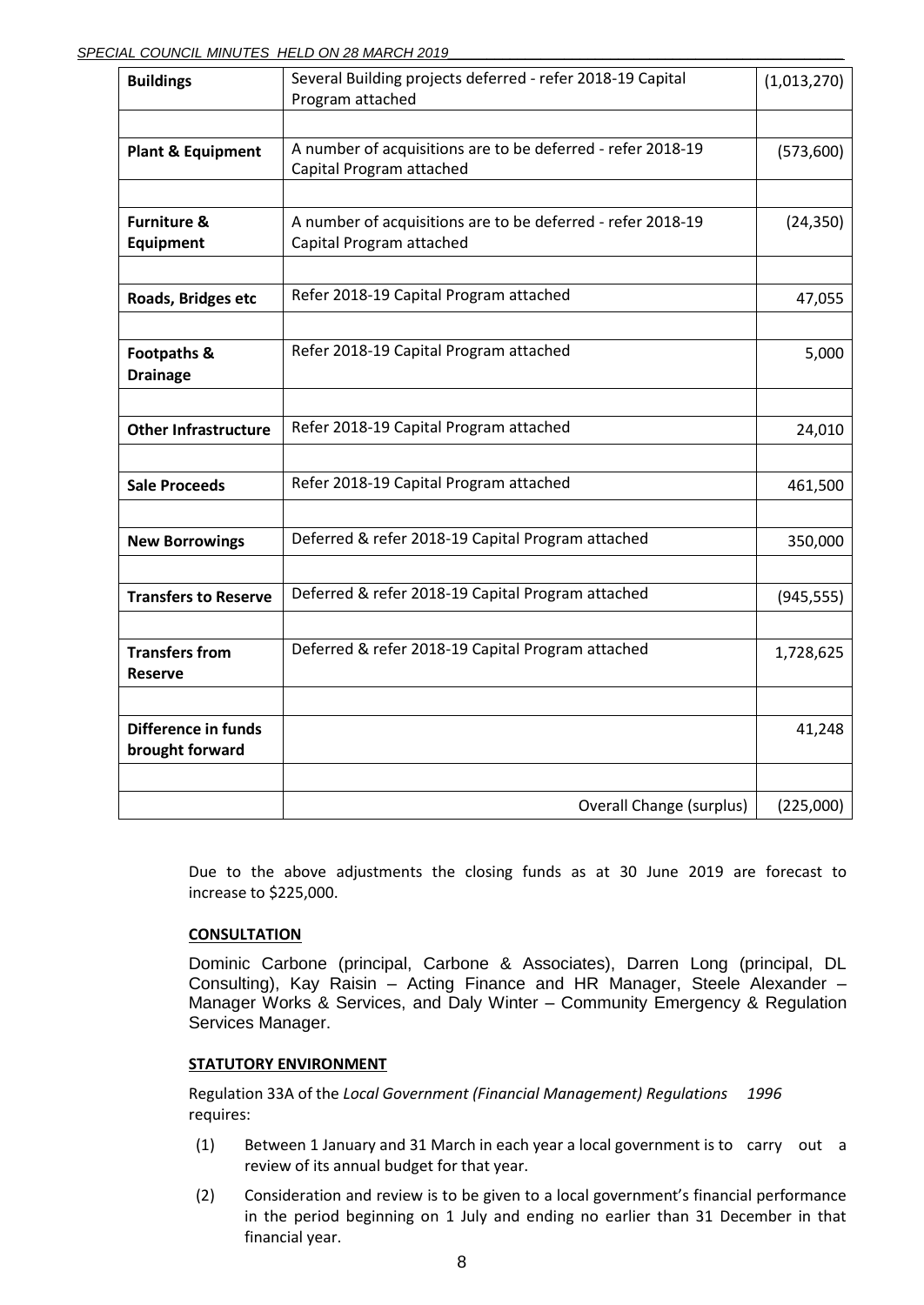| | | |
|---|---|---|
| **Buildings** | Several Building projects deferred - refer 2018-19 Capital Program attached | (1,013,270) |
| | | |
| **Plant & Equipment** | A number of acquisitions are to be deferred - refer 2018-19 Capital Program attached | (573,600) |
| | | |
| **Furniture & Equipment** | A number of acquisitions are to be deferred - refer 2018-19 Capital Program attached | (24,350) |
| | | |
| **Roads, Bridges etc** | Refer 2018-19 Capital Program attached | 47,055 |
| | | |
| **Footpaths & Drainage** | Refer 2018-19 Capital Program attached | 5,000 |
| | | |
| **Other Infrastructure** | Refer 2018-19 Capital Program attached | 24,010 |
| | | |
| **Sale Proceeds** | Refer 2018-19 Capital Program attached | 461,500 |
| | | |
| **New Borrowings** | Deferred & refer 2018-19 Capital Program attached | 350,000 |
| | | |
| **Transfers to Reserve** | Deferred & refer 2018-19 Capital Program attached | (945,555) |
| | | |
| **Transfers from Reserve** | Deferred & refer 2018-19 Capital Program attached | 1,728,625 |
| | | |
| **Difference in funds brought forward** | | 41,248 |
| | | |
| | Overall Change (surplus) | (225,000) |

Due to the above adjustments the closing funds as at 30 June 2019 are forecast to increase to $225,000.

**CONSULTATION**

Dominic Carbone (principal, Carbone & Associates), Darren Long (principal, DL Consulting), Kay Raisin – Acting Finance and HR Manager, Steele Alexander – Manager Works & Services, and Daly Winter – Community Emergency & Regulation Services Manager.

**STATUTORY ENVIRONMENT**

Regulation 33A of the *Local Government (Financial Management) Regulations 1996* requires:

(1) Between 1 January and 31 March in each year a local government is to carry out a review of its annual budget for that year.

(2) Consideration and review is to be given to a local government's financial performance in the period beginning on 1 July and ending no earlier than 31 December in that financial year.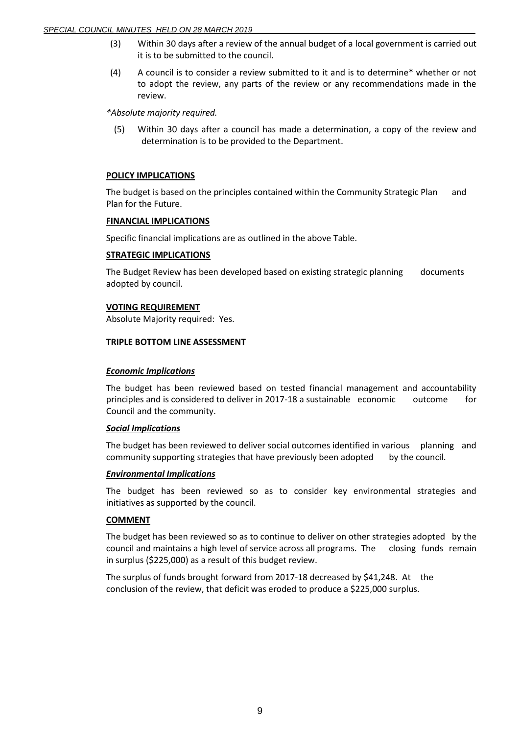(3) Within 30 days after a review of the annual budget of a local government is carried out it is to be submitted to the council.

(4) A council is to consider a review submitted to it and is to determine* whether or not to adopt the review, any parts of the review or any recommendations made in the review.

*\*Absolute majority required.*

(5) Within 30 days after a council has made a determination, a copy of the review and determination is to be provided to the Department.

**POLICY IMPLICATIONS**

The budget is based on the principles contained within the Community Strategic Plan and Plan for the Future.

**FINANCIAL IMPLICATIONS**

Specific financial implications are as outlined in the above Table.

**STRATEGIC IMPLICATIONS**

The Budget Review has been developed based on existing strategic planning documents adopted by council.

**VOTING REQUIREMENT**

Absolute Majority required: Yes.

**TRIPLE BOTTOM LINE ASSESSMENT**

***Economic Implications***

The budget has been reviewed based on tested financial management and accountability principles and is considered to deliver in 2017-18 a sustainable economic outcome for Council and the community.

***Social Implications***

The budget has been reviewed to deliver social outcomes identified in various planning and community supporting strategies that have previously been adopted by the council.

***Environmental Implications***

The budget has been reviewed so as to consider key environmental strategies and initiatives as supported by the council.

**COMMENT**

The budget has been reviewed so as to continue to deliver on other strategies adopted by the council and maintains a high level of service across all programs. The closing funds remain in surplus ($225,000) as a result of this budget review.

The surplus of funds brought forward from 2017-18 decreased by $41,248. At the conclusion of the review, that deficit was eroded to produce a $225,000 surplus.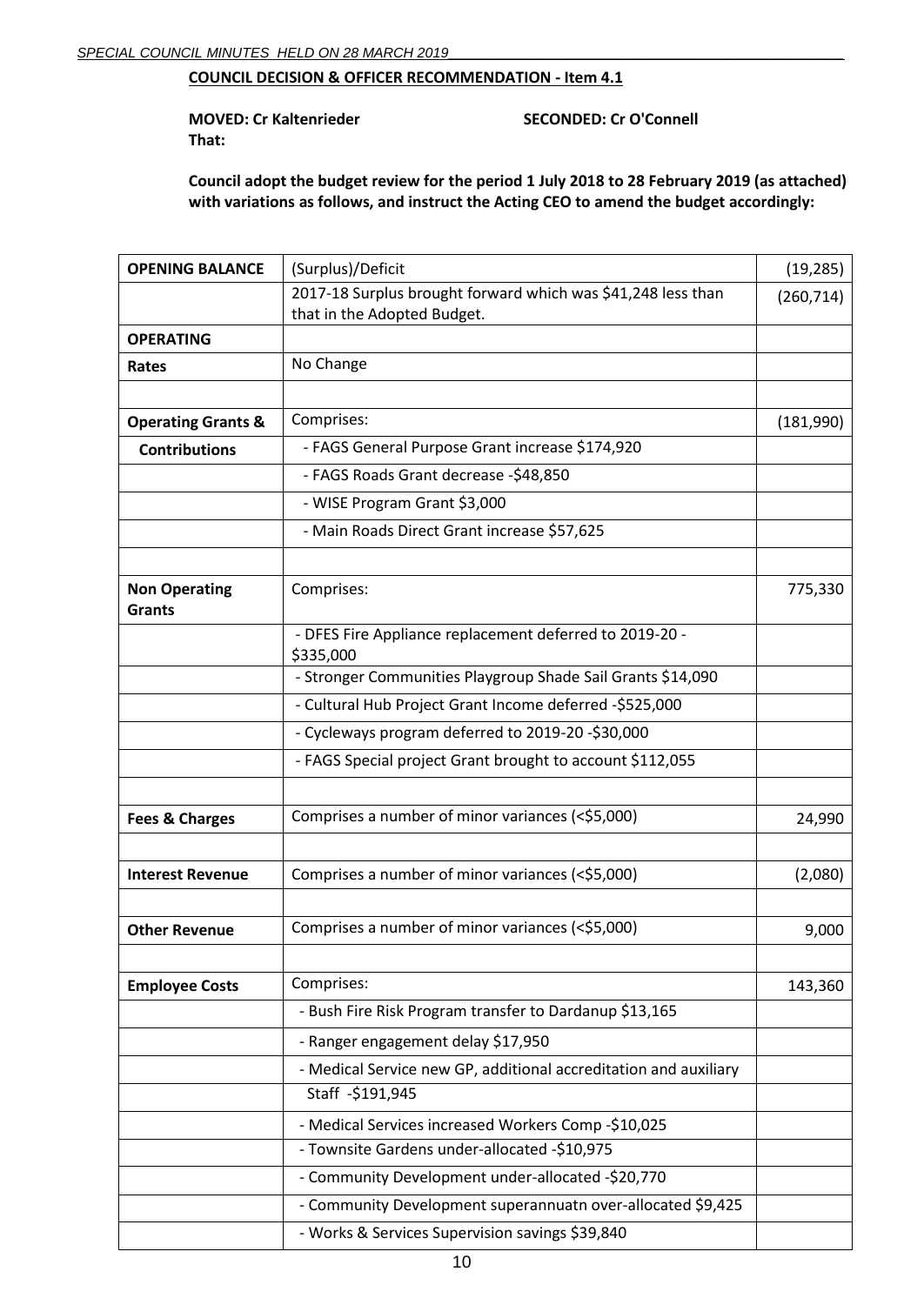**COUNCIL DECISION & OFFICER RECOMMENDATION - Item 4.1**

**MOVED: Cr Kaltenrieder** **SECONDED: Cr O'Connell**

**That:**

**Council adopt the budget review for the period 1 July 2018 to 28 February 2019 (as attached) with variations as follows, and instruct the Acting CEO to amend the budget accordingly:**

| | | |
|---|---|---|
| **OPENING BALANCE** | (Surplus)/Deficit | (19,285) |
| | 2017-18 Surplus brought forward which was $41,248 less than that in the Adopted Budget. | (260,714) |
| **OPERATING** | | |
| **Rates** | No Change | |
| | | |
| **Operating Grants &** | Comprises: | (181,990) |
| **Contributions** | - FAGS General Purpose Grant increase $174,920 | |
| | - FAGS Roads Grant decrease -$48,850 | |
| | - WISE Program Grant $3,000 | |
| | - Main Roads Direct Grant increase $57,625 | |
| | | |
| **Non Operating Grants** | Comprises: | 775,330 |
| | - DFES Fire Appliance replacement deferred to 2019-20 - $335,000 | |
| | - Stronger Communities Playgroup Shade Sail Grants $14,090 | |
| | - Cultural Hub Project Grant Income deferred -$525,000 | |
| | - Cycleways program deferred to 2019-20 -$30,000 | |
| | - FAGS Special project Grant brought to account $112,055 | |
| | | |
| **Fees & Charges** | Comprises a number of minor variances (<$5,000) | 24,990 |
| | | |
| **Interest Revenue** | Comprises a number of minor variances (<$5,000) | (2,080) |
| | | |
| **Other Revenue** | Comprises a number of minor variances (<$5,000) | 9,000 |
| | | |
| **Employee Costs** | Comprises: | 143,360 |
| | - Bush Fire Risk Program transfer to Dardanup $13,165 | |
| | - Ranger engagement delay $17,950 | |
| | - Medical Service new GP, additional accreditation and auxiliary | |
| | Staff -$191,945 | |
| | - Medical Services increased Workers Comp -$10,025 | |
| | - Townsite Gardens under-allocated -$10,975 | |
| | - Community Development under-allocated -$20,770 | |
| | - Community Development superannuatn over-allocated $9,425 | |
| | - Works & Services Supervision savings $39,840 | |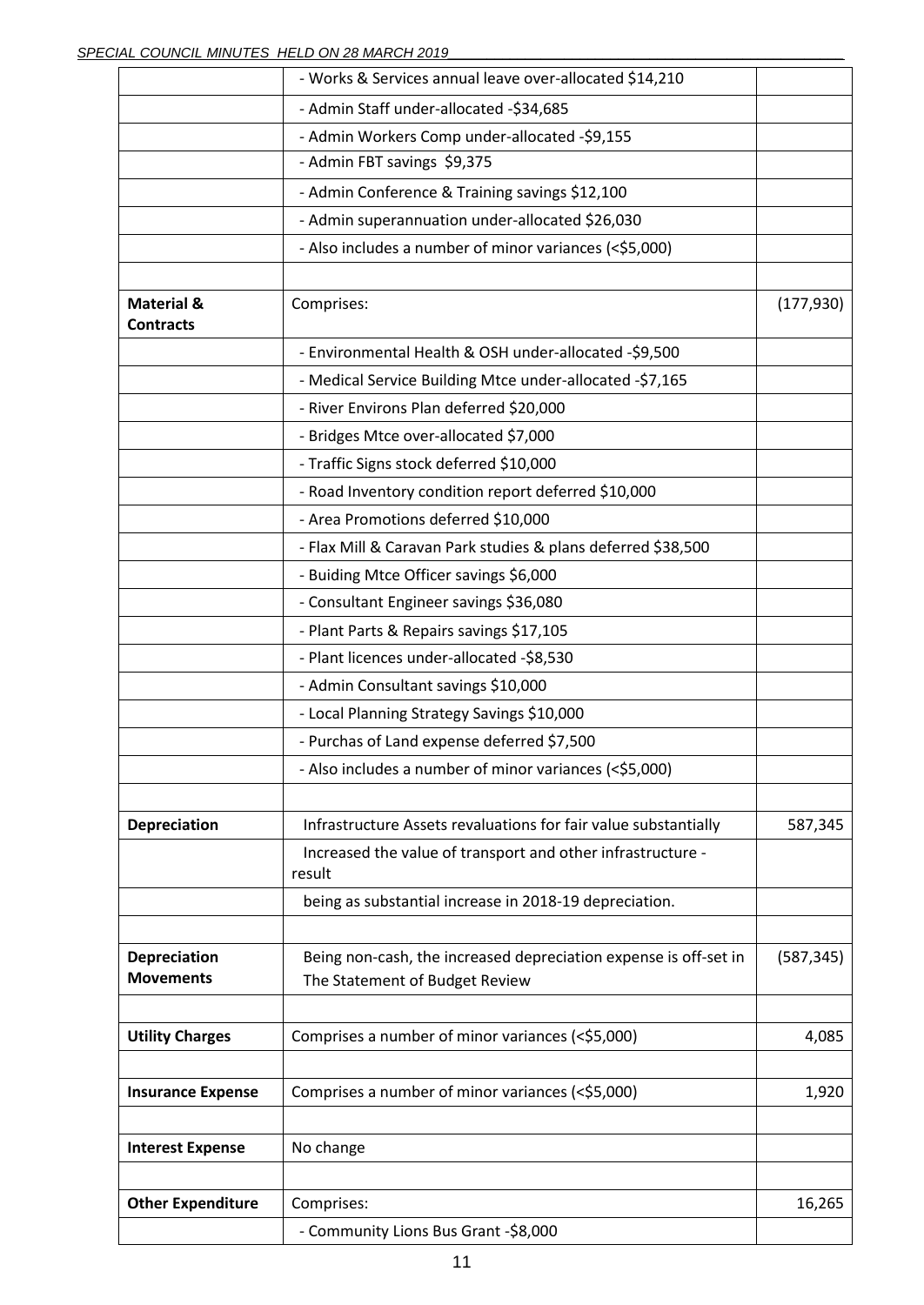| | | |
|---|---|---|
| | - Works & Services annual leave over-allocated $14,210 | |
| | - Admin Staff under-allocated -$34,685 | |
| | - Admin Workers Comp under-allocated -$9,155 | |
| | - Admin FBT savings $9,375 | |
| | - Admin Conference & Training savings $12,100 | |
| | - Admin superannuation under-allocated $26,030 | |
| | - Also includes a number of minor variances (<$5,000) | |
| | | |
| **Material & Contracts** | Comprises: | (177,930) |
| | - Environmental Health & OSH under-allocated -$9,500 | |
| | - Medical Service Building Mtce under-allocated -$7,165 | |
| | - River Environs Plan deferred $20,000 | |
| | - Bridges Mtce over-allocated $7,000 | |
| | - Traffic Signs stock deferred $10,000 | |
| | - Road Inventory condition report deferred $10,000 | |
| | - Area Promotions deferred $10,000 | |
| | - Flax Mill & Caravan Park studies & plans deferred $38,500 | |
| | - Buiding Mtce Officer savings $6,000 | |
| | - Consultant Engineer savings $36,080 | |
| | - Plant Parts & Repairs savings $17,105 | |
| | - Plant licences under-allocated -$8,530 | |
| | - Admin Consultant savings $10,000 | |
| | - Local Planning Strategy Savings $10,000 | |
| | - Purchas of Land expense deferred $7,500 | |
| | - Also includes a number of minor variances (<$5,000) | |
| | | |
| **Depreciation** | Infrastructure Assets revaluations for fair value substantially | 587,345 |
| | Increased the value of transport and other infrastructure - result | |
| | being as substantial increase in 2018-19 depreciation. | |
| | | |
| **Depreciation Movements** | Being non-cash, the increased depreciation expense is off-set in The Statement of Budget Review | (587,345) |
| | | |
| **Utility Charges** | Comprises a number of minor variances (<$5,000) | 4,085 |
| | | |
| **Insurance Expense** | Comprises a number of minor variances (<$5,000) | 1,920 |
| | | |
| **Interest Expense** | No change | |
| | | |
| **Other Expenditure** | Comprises: | 16,265 |
| | - Community Lions Bus Grant -$8,000 | |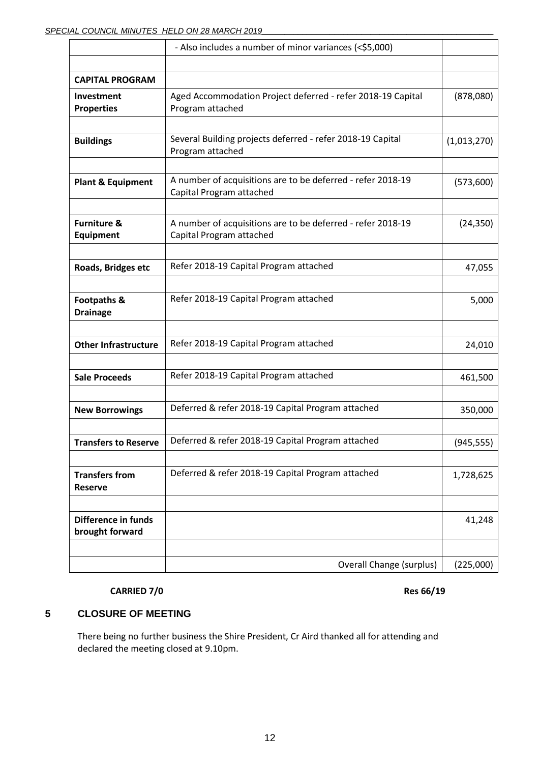| | | |
|---|---|---|
| | - Also includes a number of minor variances (<$5,000) | |
| | | |
| **CAPITAL PROGRAM** | | |
| **Investment Properties** | Aged Accommodation Project deferred - refer 2018-19 Capital Program attached | (878,080) |
| | | |
| **Buildings** | Several Building projects deferred - refer 2018-19 Capital Program attached | (1,013,270) |
| | | |
| **Plant & Equipment** | A number of acquisitions are to be deferred - refer 2018-19 Capital Program attached | (573,600) |
| | | |
| **Furniture & Equipment** | A number of acquisitions are to be deferred - refer 2018-19 Capital Program attached | (24,350) |
| | | |
| **Roads, Bridges etc** | Refer 2018-19 Capital Program attached | 47,055 |
| | | |
| **Footpaths & Drainage** | Refer 2018-19 Capital Program attached | 5,000 |
| | | |
| **Other Infrastructure** | Refer 2018-19 Capital Program attached | 24,010 |
| | | |
| **Sale Proceeds** | Refer 2018-19 Capital Program attached | 461,500 |
| | | |
| **New Borrowings** | Deferred & refer 2018-19 Capital Program attached | 350,000 |
| | | |
| **Transfers to Reserve** | Deferred & refer 2018-19 Capital Program attached | (945,555) |
| | | |
| **Transfers from Reserve** | Deferred & refer 2018-19 Capital Program attached | 1,728,625 |
| | | |
| **Difference in funds brought forward** | | 41,248 |
| | | |
| | Overall Change (surplus) | (225,000) |

**CARRIED 7/0** **Res 66/19**

## 5 CLOSURE OF MEETING

There being no further business the Shire President, Cr Aird thanked all for attending and declared the meeting closed at 9.10pm.